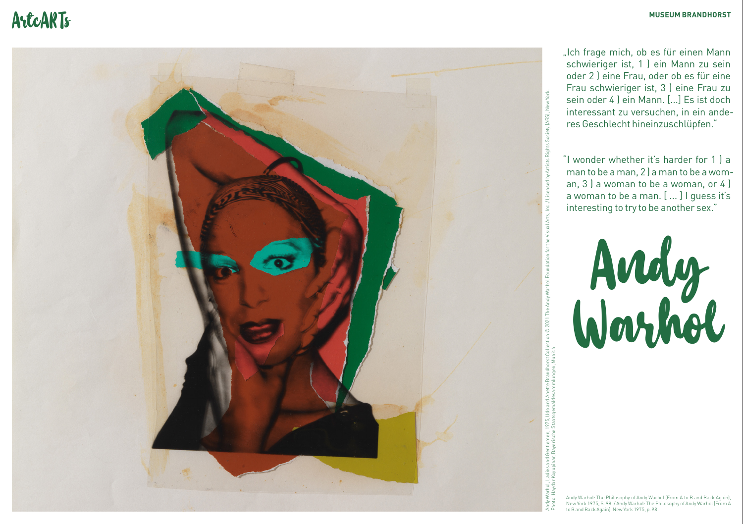# Andy Warhol

„Ich frage mich, ob es für einen Mann schwieriger ist, 1 ) ein Mann zu sein oder 2 ) eine Frau, oder ob es für eine Frau schwieriger ist, 3 ) eine Frau zu sein oder 4 ) ein Mann. [...] Es ist doch interessant zu versuchen, in ein anderes Geschlecht hineinzuschlüpfen."

"I wonder whether it's harder for 1 ) a man to be a man, 2 ) a man to be a woman, 3 ) a woman to be a woman, or 4 ) a woman to be a man. [ ... ] I guess it's interesting to try to be another sex."

Andy Warhol: The Philosophy of Andy Warhol (From A to B and Back Again), New York 1975, S. 98. / Andy Warhol: The Philosophy of Andy Warhol (From A to B and Back Again), New York 1975, p. 98.

Andy Warhol, Ladies and Gentlemen, 1975, Udo and Anette Brandhorst Collection © 2021 The Andy Warhol Foundation for the Visual Arts, Inc. / Licensed by Artists Rights Society (ARS), New York. Photo: Haydar Koyupinar, Bayerische Staatsgemäldesammlungen, Munich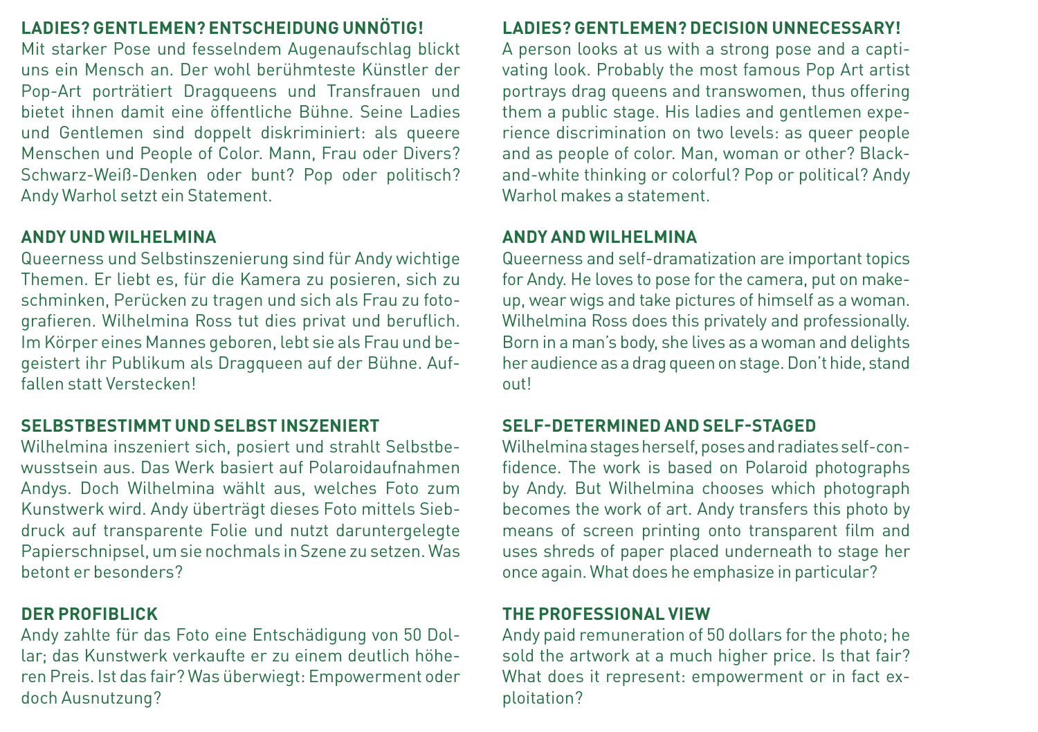## LADIES? GENTLEMEN? ENTSCHEIDUNG UNNÖTIG!

Mit starker Pose und fesselndem Augenaufschlag blickt uns ein Mensch an. Der wohl berühmteste Künstler der Pop-Art porträtiert Dragqueens und Transfrauen und bietet ihnen damit eine öffentliche Bühne. Seine Ladies und Gentlemen sind doppelt diskriminiert: als queere Menschen und People of Color. Mann, Frau oder Divers? Schwarz-Weiß-Denken oder bunt? Pop oder politisch? Andy Warhol setzt ein Statement.

## ANDY UND WILHELMINA

Queerness und Selbstinszenierung sind für Andy wichtige Themen. Er liebt es, für die Kamera zu posieren, sich zu schminken, Perücken zu tragen und sich als Frau zu fotografieren. Wilhelmina Ross tut dies privat und beruflich. Im Körper eines Mannes geboren, lebt sie als Frau und begeistert ihr Publikum als Dragqueen auf der Bühne. Auffallen statt Verstecken!

## SELBSTBESTIMMT UND SELBST INSZENIERT

Wilhelmina inszeniert sich, posiert und strahlt Selbstbewusstsein aus. Das Werk basiert auf Polaroidaufnahmen Andys. Doch Wilhelmina wählt aus, welches Foto zum Kunstwerk wird. Andy überträgt dieses Foto mittels Siebdruck auf transparente Folie und nutzt daruntergelegte Papierschnipsel, um sie nochmals in Szene zu setzen. Was betont er besonders?

## DER PROFIBLICK

Andy zahlte für das Foto eine Entschädigung von 50 Dollar; das Kunstwerk verkaufte er zu einem deutlich höheren Preis. Ist das fair? Was überwiegt: Empowerment oder doch Ausnutzung?

## LADIES? GENTLEMEN? DECISION UNNECESSARY!

A person looks at us with a strong pose and a captivating look. Probably the most famous Pop Art artist portrays drag queens and transwomen, thus offering them a public stage. His ladies and gentlemen experience discrimination on two levels: as queer people and as people of color. Man, woman or other? Black-and-white thinking or colorful? Pop or political? Andy Warhol makes a statement.

## ANDY AND WILHELMINA

Queerness and self-dramatization are important topics for Andy. He loves to pose for the camera, put on make-up, wear wigs and take pictures of himself as a woman. Wilhelmina Ross does this privately and professionally. Born in a man's body, she lives as a woman and delights her audience as a drag queen on stage. Don't hide, stand out!

## SELF-DETERMINED AND SELF-STAGED

Wilhelmina stages herself, poses and radiates self-confidence. The work is based on Polaroid photographs by Andy. But Wilhelmina chooses which photograph becomes the work of art. Andy transfers this photo by means of screen printing onto transparent film and uses shreds of paper placed underneath to stage her once again. What does he emphasize in particular?

## THE PROFESSIONAL VIEW

Andy paid remuneration of 50 dollars for the photo; he sold the artwork at a much higher price. Is that fair? What does it represent: empowerment or in fact exploitation?